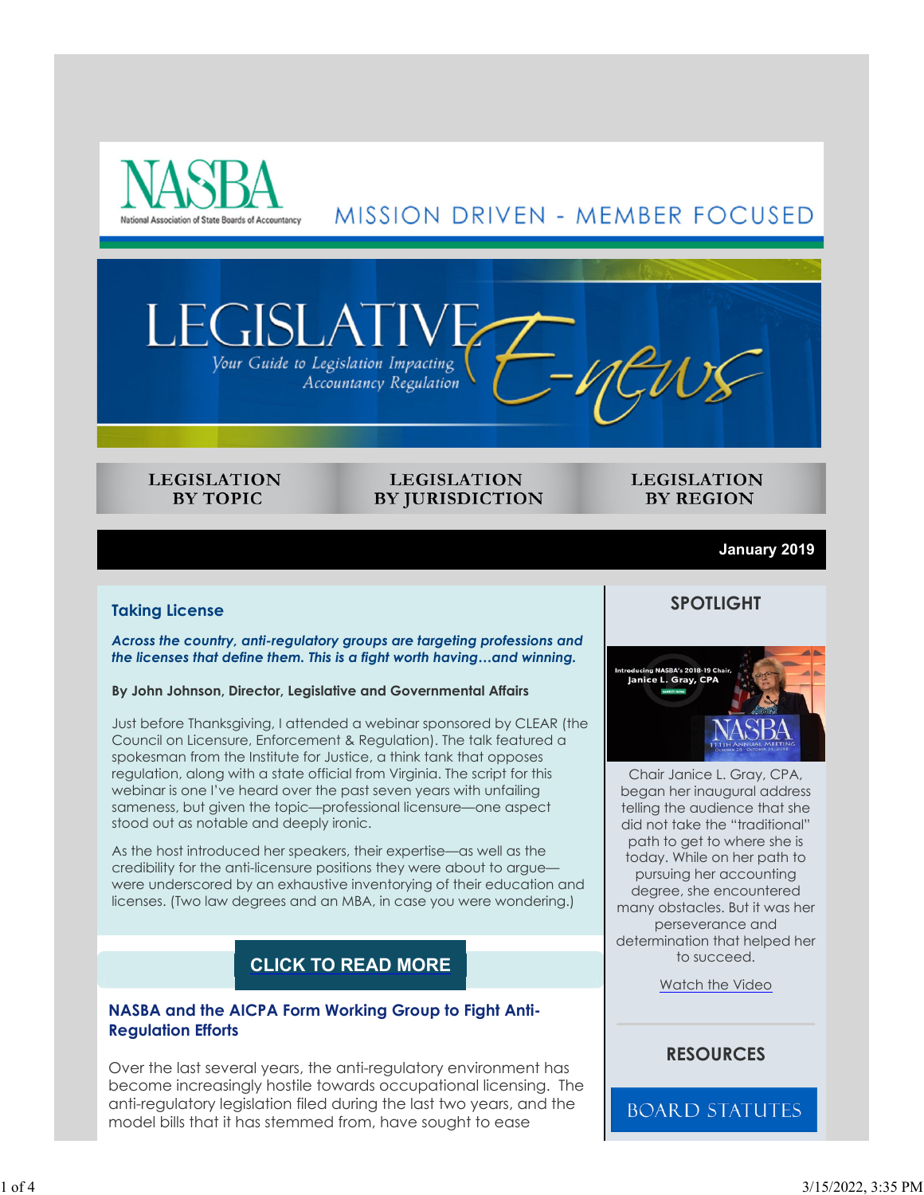NASBA
National Association of State Boards of Accountancy

MISSION DRIVEN - MEMBER FOCUSED

# LEGISLATIVE E-news

*Your Guide to Legislation Impacting Accountancy Regulation*

LEGISLATION BY TOPIC | LEGISLATION BY JURISDICTION | LEGISLATION BY REGION

**January 2019**

## Taking License

***Across the country, anti-regulatory groups are targeting professions and the licenses that define them. This is a fight worth having…and winning.***

**By John Johnson, Director, Legislative and Governmental Affairs**

Just before Thanksgiving, I attended a webinar sponsored by CLEAR (the Council on Licensure, Enforcement & Regulation). The talk featured a spokesman from the Institute for Justice, a think tank that opposes regulation, along with a state official from Virginia. The script for this webinar is one I've heard over the past seven years with unfailing sameness, but given the topic—professional licensure—one aspect stood out as notable and deeply ironic.

As the host introduced her speakers, their expertise—as well as the credibility for the anti-licensure positions they were about to argue—were underscored by an exhaustive inventorying of their education and licenses. (Two law degrees and an MBA, in case you were wondering.)

**CLICK TO READ MORE**

## NASBA and the AICPA Form Working Group to Fight Anti-Regulation Efforts

Over the last several years, the anti-regulatory environment has become increasingly hostile towards occupational licensing. The anti-regulatory legislation filed during the last two years, and the model bills that it has stemmed from, have sought to ease

## SPOTLIGHT

Introducing NASBA's 2018-19 Chair, Janice L. Gray, CPA

Chair Janice L. Gray, CPA, began her inaugural address telling the audience that she did not take the "traditional" path to get to where she is today. While on her path to pursuing her accounting degree, she encountered many obstacles. But it was her perseverance and determination that helped her to succeed.

Watch the Video

## RESOURCES

BOARD STATUTES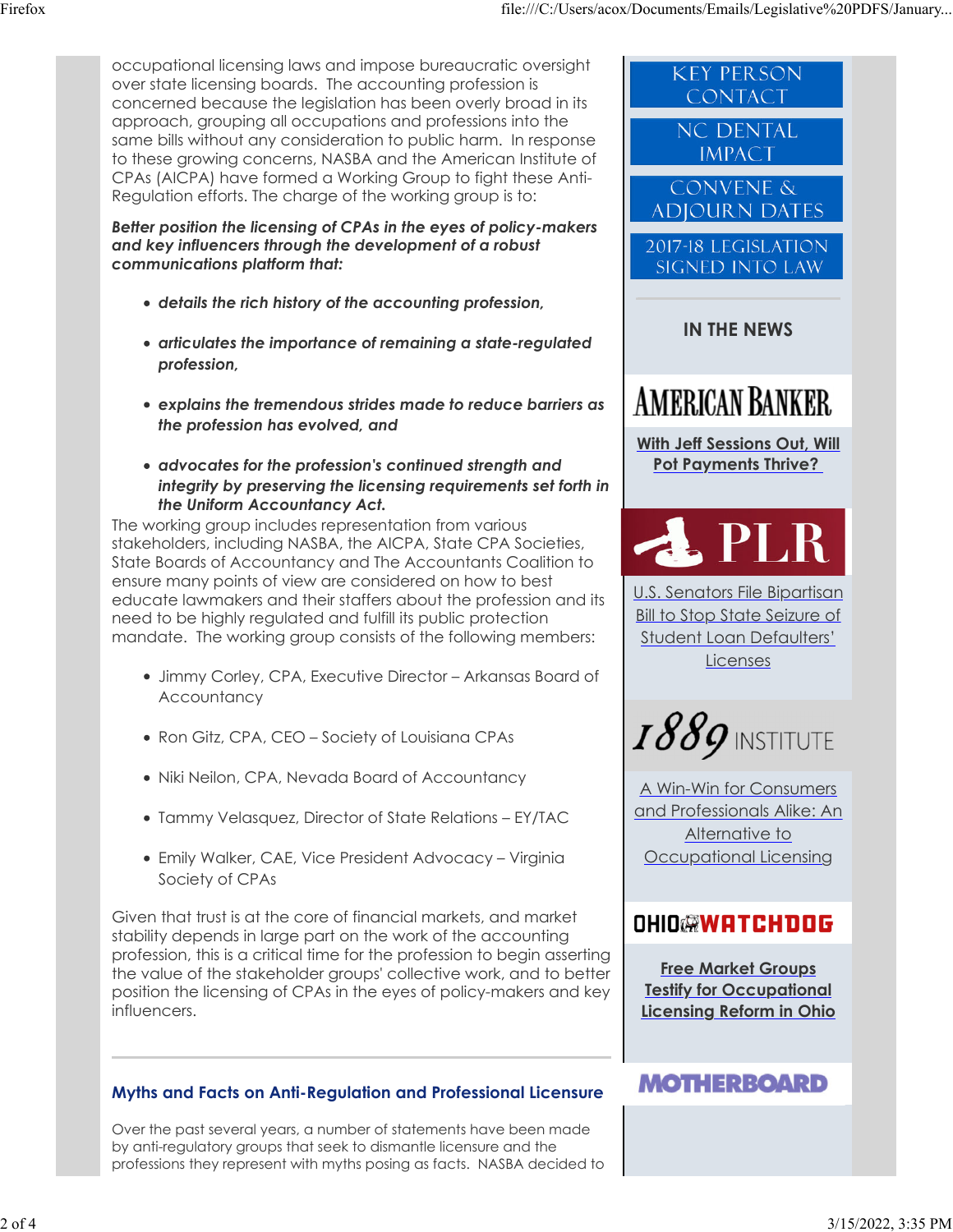occupational licensing laws and impose bureaucratic oversight over state licensing boards. The accounting profession is concerned because the legislation has been overly broad in its approach, grouping all occupations and professions into the same bills without any consideration to public harm. In response to these growing concerns, NASBA and the American Institute of CPAs (AICPA) have formed a Working Group to fight these Anti-Regulation efforts. The charge of the working group is to:

***Better position the licensing of CPAs in the eyes of policy-makers and key influencers through the development of a robust communications platform that:***

- ***details the rich history of the accounting profession,***
- ***articulates the importance of remaining a state-regulated profession,***
- ***explains the tremendous strides made to reduce barriers as the profession has evolved, and***
- ***advocates for the profession's continued strength and integrity by preserving the licensing requirements set forth in the Uniform Accountancy Act.***

The working group includes representation from various stakeholders, including NASBA, the AICPA, State CPA Societies, State Boards of Accountancy and The Accountants Coalition to ensure many points of view are considered on how to best educate lawmakers and their staffers about the profession and its need to be highly regulated and fulfill its public protection mandate. The working group consists of the following members:

- Jimmy Corley, CPA, Executive Director – Arkansas Board of Accountancy
- Ron Gitz, CPA, CEO – Society of Louisiana CPAs
- Niki Neilon, CPA, Nevada Board of Accountancy
- Tammy Velasquez, Director of State Relations – EY/TAC
- Emily Walker, CAE, Vice President Advocacy – Virginia Society of CPAs

Given that trust is at the core of financial markets, and market stability depends in large part on the work of the accounting profession, this is a critical time for the profession to begin asserting the value of the stakeholder groups' collective work, and to better position the licensing of CPAs in the eyes of policy-makers and key influencers.

## Myths and Facts on Anti-Regulation and Professional Licensure

Over the past several years, a number of statements have been made by anti-regulatory groups that seek to dismantle licensure and the professions they represent with myths posing as facts. NASBA decided to

KEY PERSON CONTACT

NC DENTAL IMPACT

CONVENE & ADJOURN DATES

2017-18 LEGISLATION SIGNED INTO LAW

### IN THE NEWS

AMERICAN BANKER

**With Jeff Sessions Out, Will Pot Payments Thrive?**

PLR

U.S. Senators File Bipartisan Bill to Stop State Seizure of Student Loan Defaulters' Licenses

1889 INSTITUTE

A Win-Win for Consumers and Professionals Alike: An Alternative to Occupational Licensing

OHIO WATCHDOG

**Free Market Groups Testify for Occupational Licensing Reform in Ohio**

MOTHERBOARD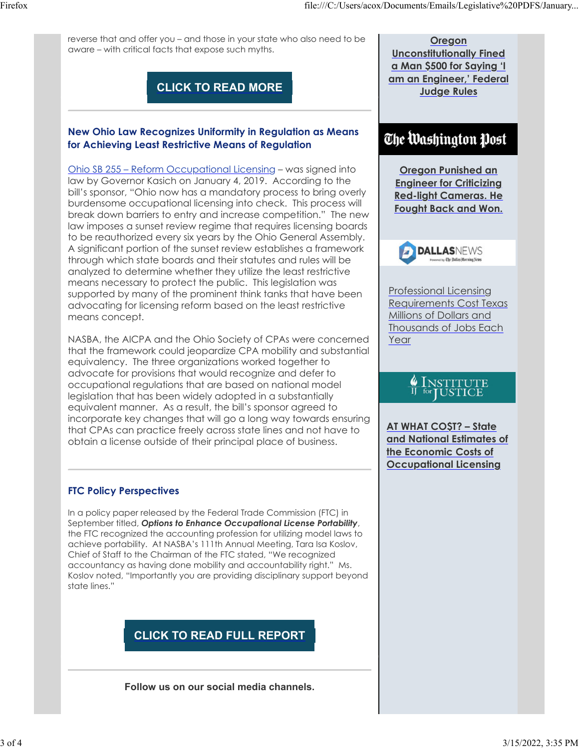reverse that and offer you – and those in your state who also need to be aware – with critical facts that expose such myths.

**CLICK TO READ MORE**

---

### New Ohio Law Recognizes Uniformity in Regulation as Means for Achieving Least Restrictive Means of Regulation

Ohio SB 255 – Reform Occupational Licensing – was signed into law by Governor Kasich on January 4, 2019. According to the bill's sponsor, "Ohio now has a mandatory process to bring overly burdensome occupational licensing into check. This process will break down barriers to entry and increase competition." The new law imposes a sunset review regime that requires licensing boards to be reauthorized every six years by the Ohio General Assembly. A significant portion of the sunset review establishes a framework through which state boards and their statutes and rules will be analyzed to determine whether they utilize the least restrictive means necessary to protect the public. This legislation was supported by many of the prominent think tanks that have been advocating for licensing reform based on the least restrictive means concept.

NASBA, the AICPA and the Ohio Society of CPAs were concerned that the framework could jeopardize CPA mobility and substantial equivalency. The three organizations worked together to advocate for provisions that would recognize and defer to occupational regulations that are based on national model legislation that has been widely adopted in a substantially equivalent manner. As a result, the bill's sponsor agreed to incorporate key changes that will go a long way towards ensuring that CPAs can practice freely across state lines and not have to obtain a license outside of their principal place of business.

---

### FTC Policy Perspectives

In a policy paper released by the Federal Trade Commission (FTC) in September titled, ***Options to Enhance Occupational License Portability***, the FTC recognized the accounting profession for utilizing model laws to achieve portability. At NASBA's 111th Annual Meeting, Tara Isa Koslov, Chief of Staff to the Chairman of the FTC stated, "We recognized accountancy as having done mobility and accountability right." Ms. Koslov noted, "Importantly you are providing disciplinary support beyond state lines."

**CLICK TO READ FULL REPORT**

---

**Follow us on our social media channels.**

---

**Oregon Unconstitutionally Fined a Man $500 for Saying 'I am an Engineer,' Federal Judge Rules**

The Washington Post

**Oregon Punished an Engineer for Criticizing Red-light Cameras. He Fought Back and Won.**

DALLASNEWS

Professional Licensing Requirements Cost Texas Millions of Dollars and Thousands of Jobs Each Year

Institute for Justice

**AT WHAT CO$T? – State and National Estimates of the Economic Costs of Occupational Licensing**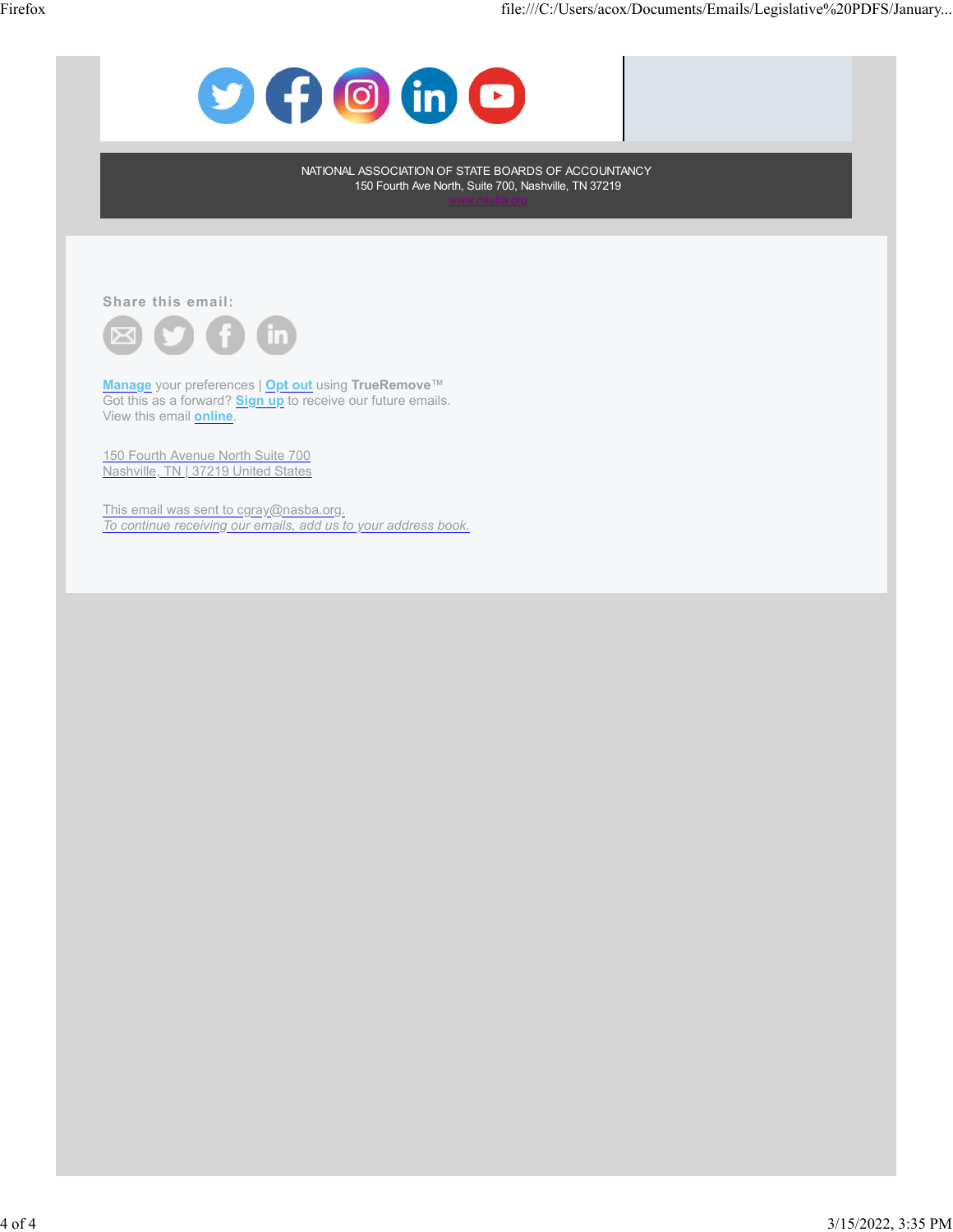NATIONAL ASSOCIATION OF STATE BOARDS OF ACCOUNTANCY
150 Fourth Ave North, Suite 700, Nashville, TN 37219
www.nasba.org

Share this email:

**Manage** your preferences | **Opt out** using **TrueRemove**™
Got this as a forward? **Sign up** to receive our future emails.
View this email **online**.

150 Fourth Avenue North Suite 700
Nashville, TN | 37219 United States

This email was sent to cgray@nasba.org.
*To continue receiving our emails, add us to your address book.*